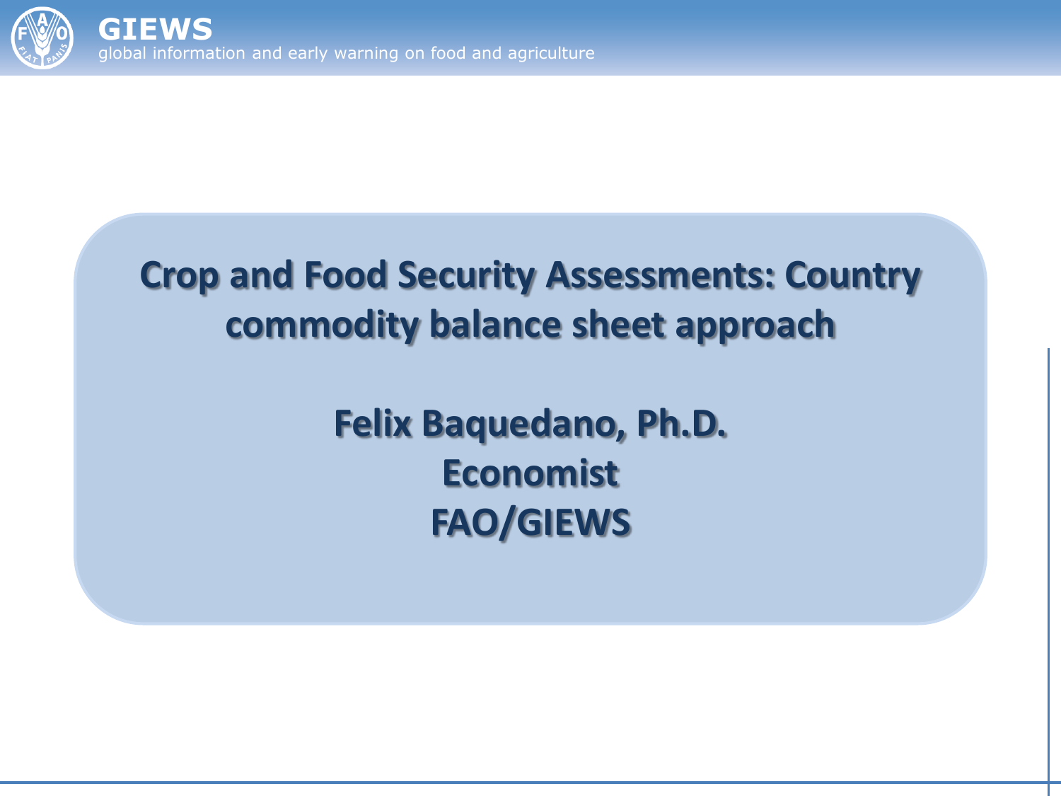# Crop and Food Security Assessments: Country commodity balance sheet approach

**Felix Baquedano, Ph.D.**
**Economist**
**FAO/GIEWS**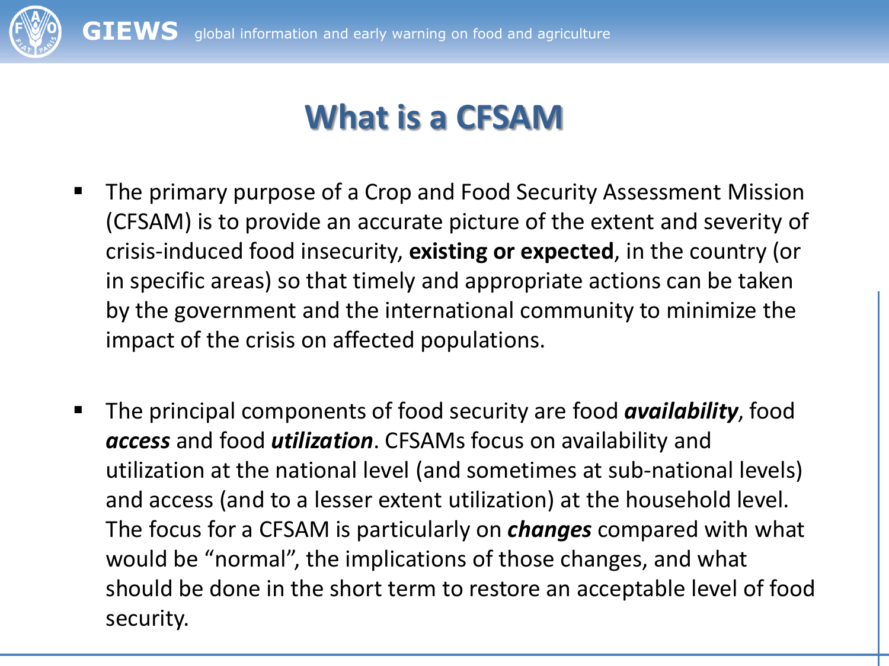# What is a CFSAM

- The primary purpose of a Crop and Food Security Assessment Mission (CFSAM) is to provide an accurate picture of the extent and severity of crisis-induced food insecurity, **existing or expected**, in the country (or in specific areas) so that timely and appropriate actions can be taken by the government and the international community to minimize the impact of the crisis on affected populations.

- The principal components of food security are food ***availability***, food ***access*** and food ***utilization***. CFSAMs focus on availability and utilization at the national level (and sometimes at sub-national levels) and access (and to a lesser extent utilization) at the household level. The focus for a CFSAM is particularly on ***changes*** compared with what would be "normal", the implications of those changes, and what should be done in the short term to restore an acceptable level of food security.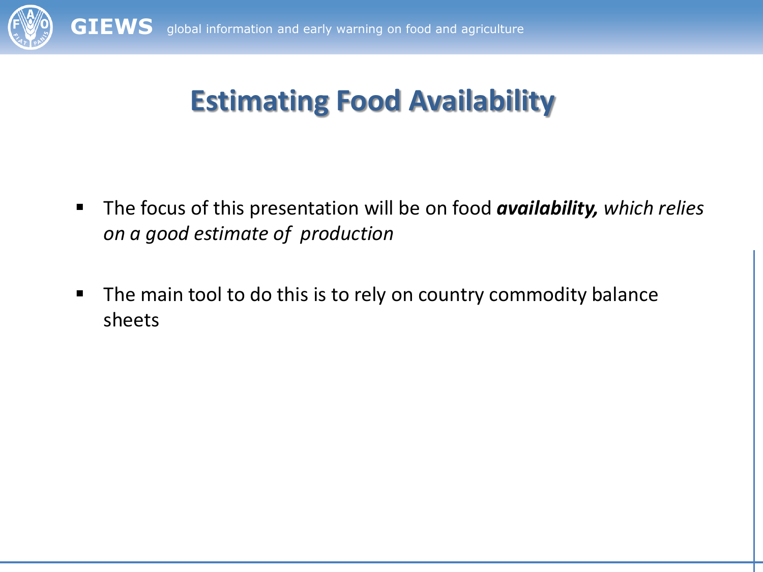# Estimating Food Availability

- The focus of this presentation will be on food ***availability,*** *which relies on a good estimate of production*
- The main tool to do this is to rely on country commodity balance sheets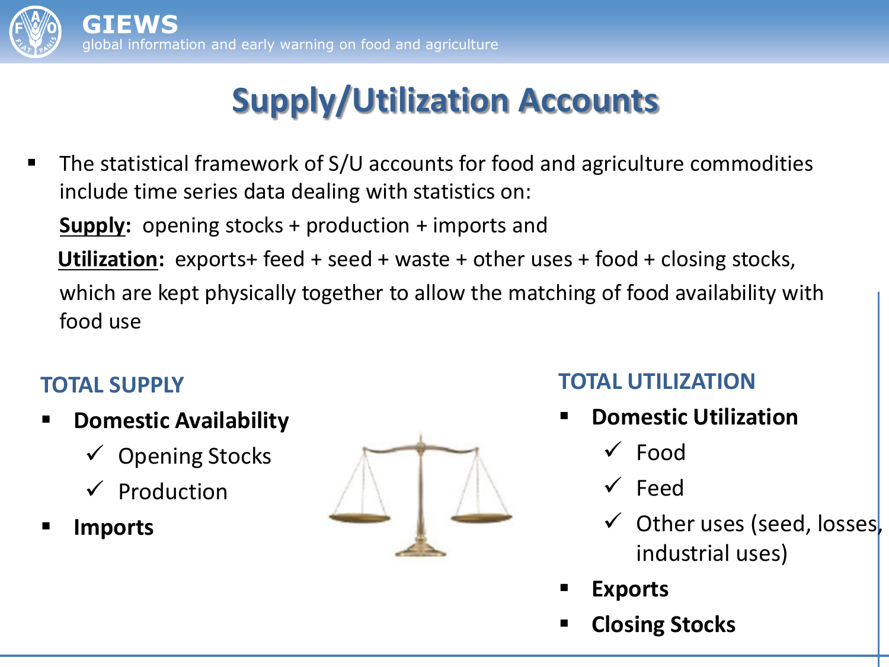# Supply/Utilization Accounts

- The statistical framework of S/U accounts for food and agriculture commodities include time series data dealing with statistics on:

  **Supply:** opening stocks + production + imports and

  **Utilization:** exports+ feed + seed + waste + other uses + food + closing stocks,

  which are kept physically together to allow the matching of food availability with food use

## TOTAL SUPPLY

- **Domestic Availability**
  - ✓ Opening Stocks
  - ✓ Production
- **Imports**

## TOTAL UTILIZATION

- **Domestic Utilization**
  - ✓ Food
  - ✓ Feed
  - ✓ Other uses (seed, losses, industrial uses)
- **Exports**
- **Closing Stocks**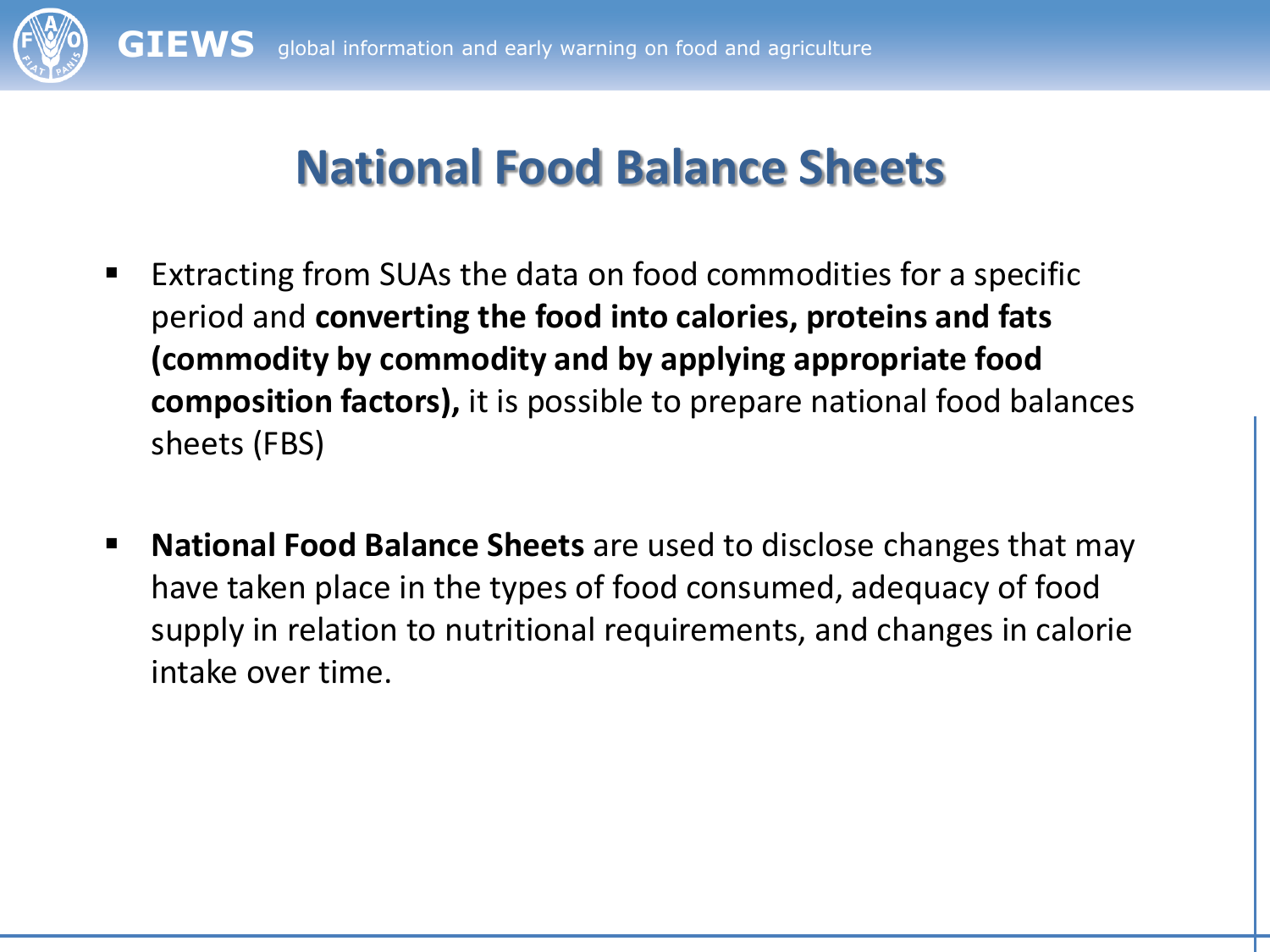# National Food Balance Sheets

- Extracting from SUAs the data on food commodities for a specific period and **converting the food into calories, proteins and fats (commodity by commodity and by applying appropriate food composition factors),** it is possible to prepare national food balances sheets (FBS)

- **National Food Balance Sheets** are used to disclose changes that may have taken place in the types of food consumed, adequacy of food supply in relation to nutritional requirements, and changes in calorie intake over time.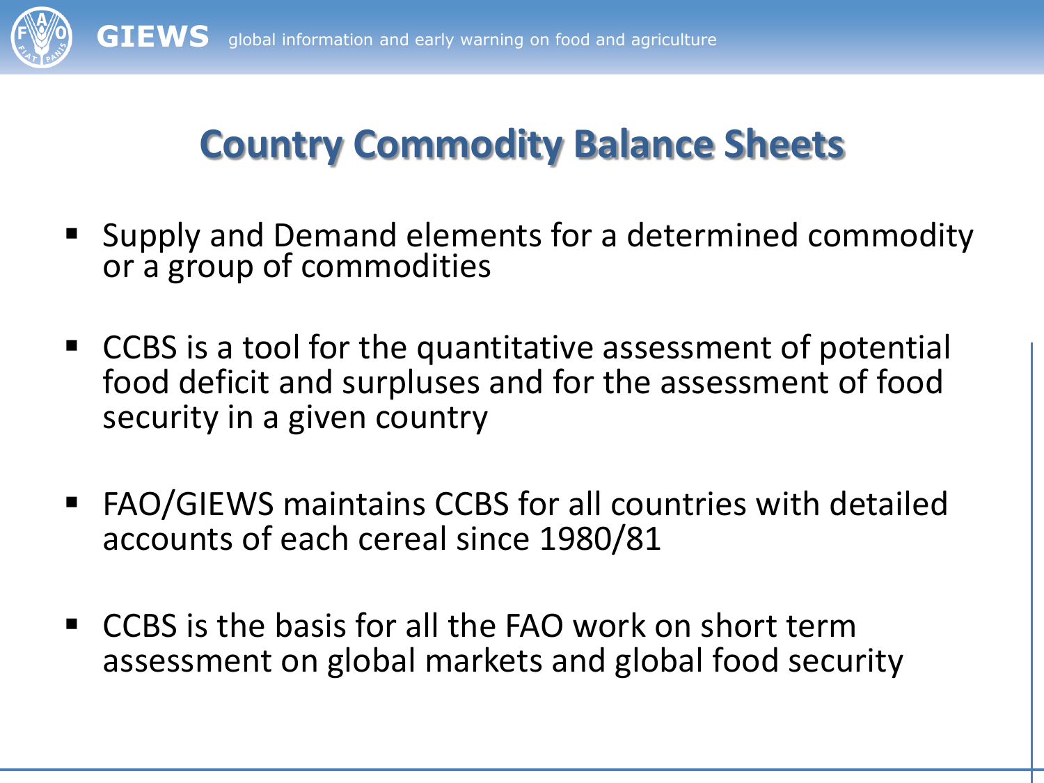# Country Commodity Balance Sheets

- Supply and Demand elements for a determined commodity or a group of commodities
- CCBS is a tool for the quantitative assessment of potential food deficit and surpluses and for the assessment of food security in a given country
- FAO/GIEWS maintains CCBS for all countries with detailed accounts of each cereal since 1980/81
- CCBS is the basis for all the FAO work on short term assessment on global markets and global food security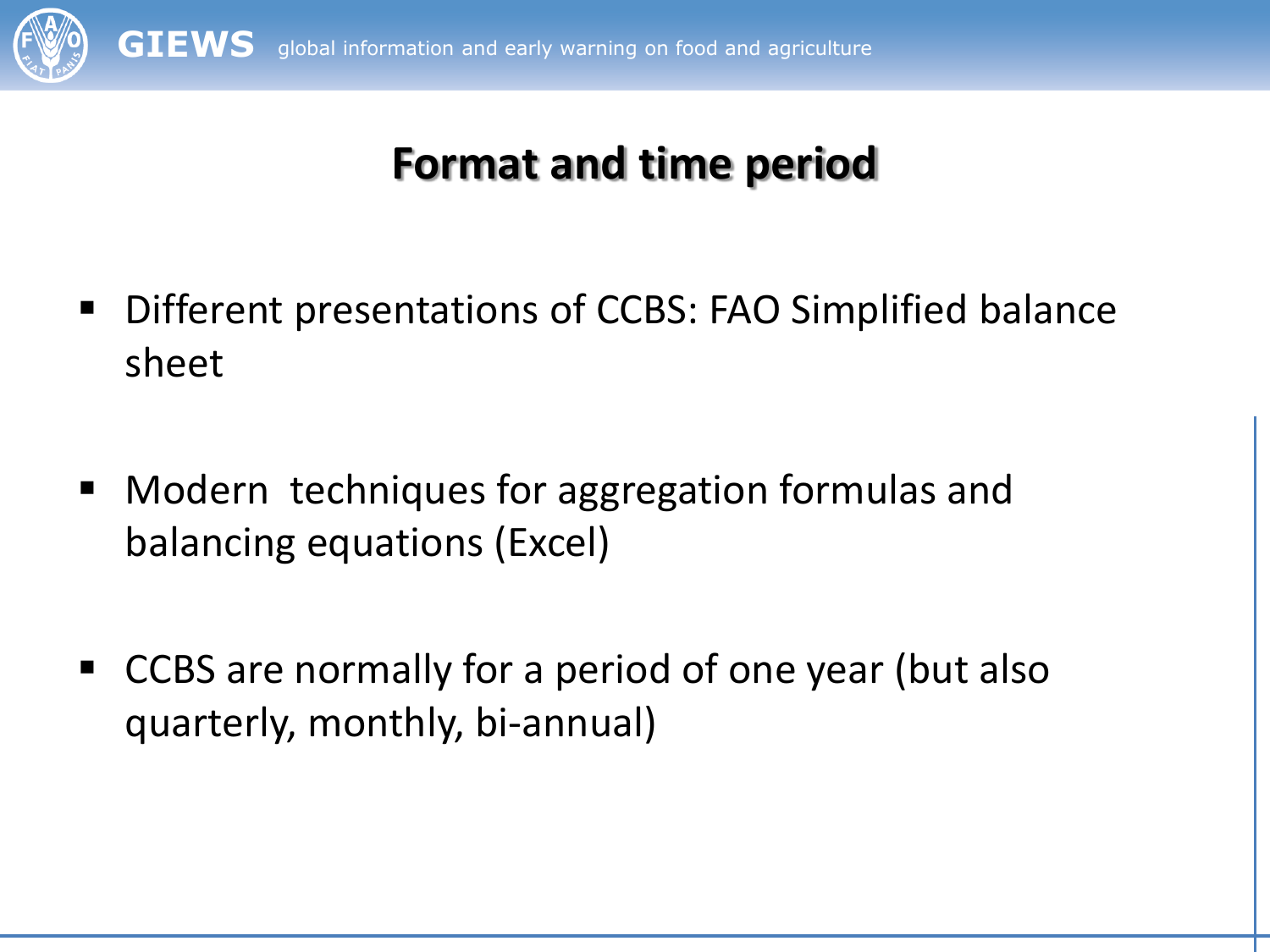# Format and time period

- Different presentations of CCBS: FAO Simplified balance sheet

- Modern techniques for aggregation formulas and balancing equations (Excel)

- CCBS are normally for a period of one year (but also quarterly, monthly, bi-annual)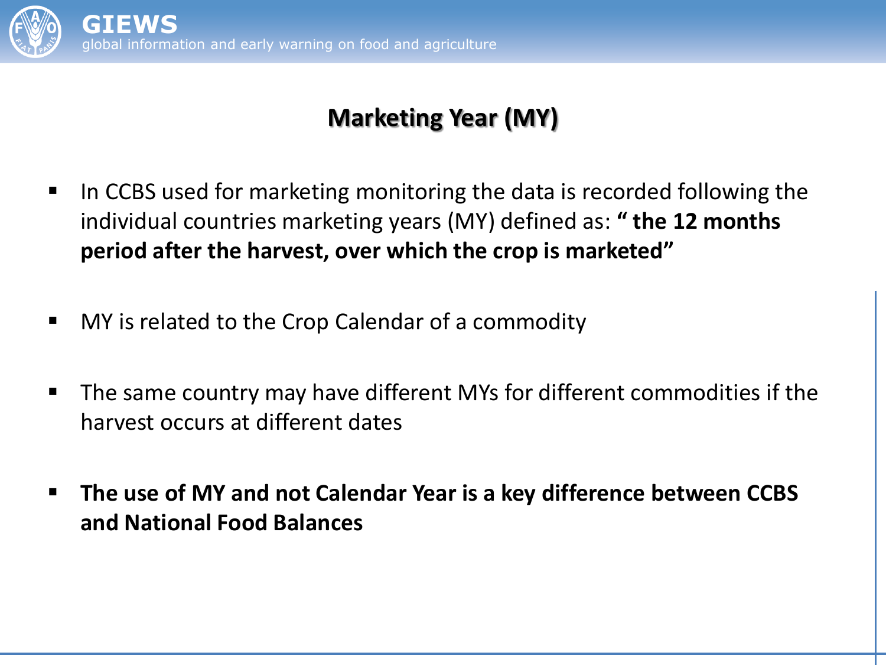## Marketing Year (MY)

- In CCBS used for marketing monitoring the data is recorded following the individual countries marketing years (MY) defined as: **" the 12 months period after the harvest, over which the crop is marketed"**

- MY is related to the Crop Calendar of a commodity

- The same country may have different MYs for different commodities if the harvest occurs at different dates

- **The use of MY and not Calendar Year is a key difference between CCBS and National Food Balances**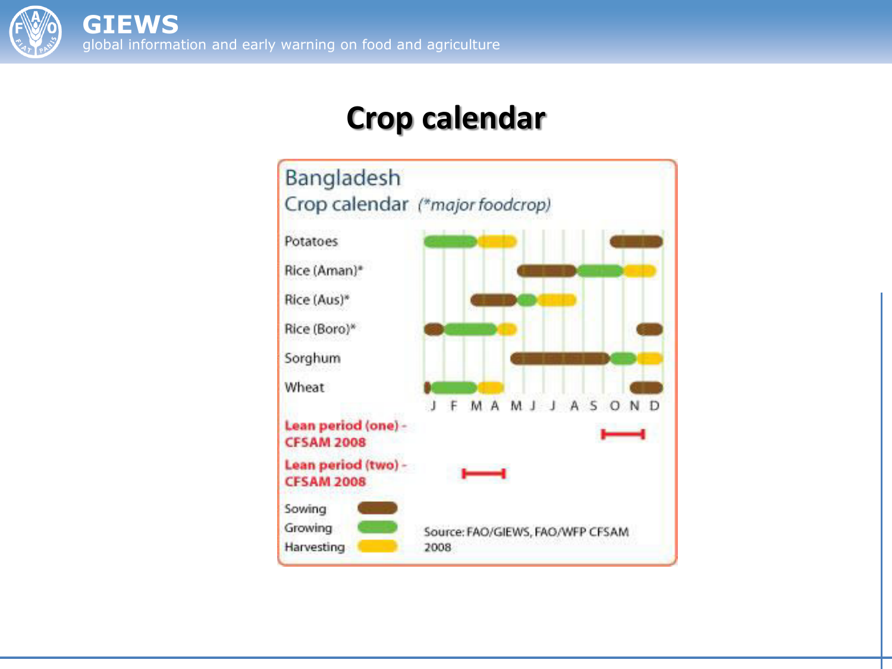# Crop calendar

## Bangladesh

### Crop calendar *(*major foodcrop)*

| Crop | J | F | M | A | M | J | J | A | S | O | N | D |
|---|---|---|---|---|---|---|---|---|---|---|---|---|
| Potatoes | Growing | Growing | Growing / Harvesting | Harvesting | | | | | | Sowing | Sowing | Sowing |
| Rice (Aman)* | | | | | Sowing | Sowing | Sowing | Growing | Growing | Growing / Harvesting | Harvesting | |
| Rice (Aus)* | | | Sowing | Sowing | Growing | Harvesting | Harvesting | | | | | |
| Rice (Boro)* | Sowing | Growing | Growing | Harvesting | | | | | | | | Sowing |
| Sorghum | | | | | Sowing | Sowing | Sowing | Sowing | Sowing | Growing | Growing / Harvesting | Harvesting |
| Wheat | Sowing / Growing | Growing | Growing / Harvesting | Harvesting | | | | | | | Sowing | Sowing |

**Lean period (one) - CFSAM 2008**: October – November

**Lean period (two) - CFSAM 2008**: March – April

Legend: Sowing (brown), Growing (green), Harvesting (yellow)

Source: FAO/GIEWS, FAO/WFP CFSAM 2008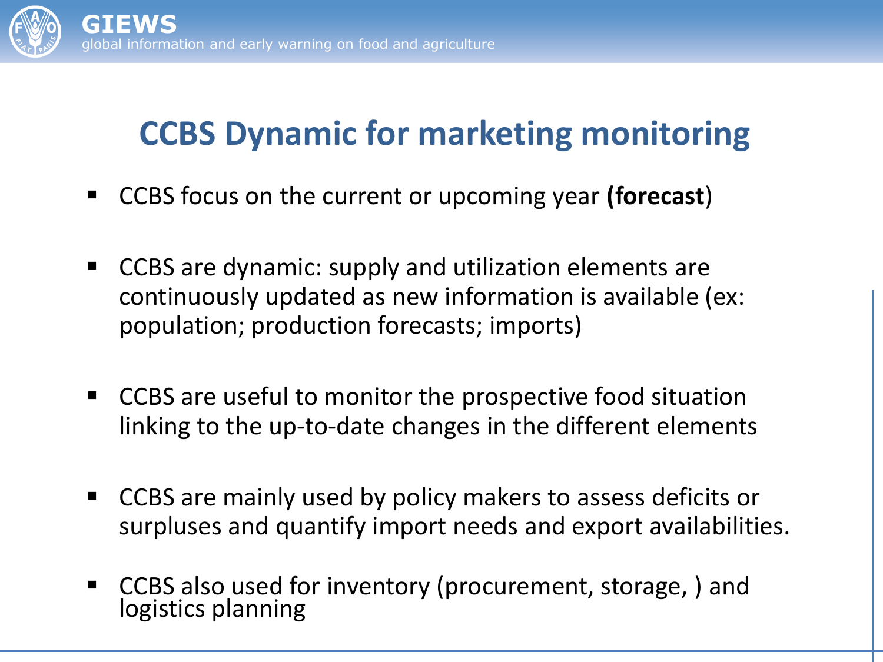# CCBS Dynamic for marketing monitoring

- CCBS focus on the current or upcoming year **(forecast**)
- CCBS are dynamic: supply and utilization elements are continuously updated as new information is available (ex: population; production forecasts; imports)
- CCBS are useful to monitor the prospective food situation linking to the up-to-date changes in the different elements
- CCBS are mainly used by policy makers to assess deficits or surpluses and quantify import needs and export availabilities.
- CCBS also used for inventory (procurement, storage, ) and logistics planning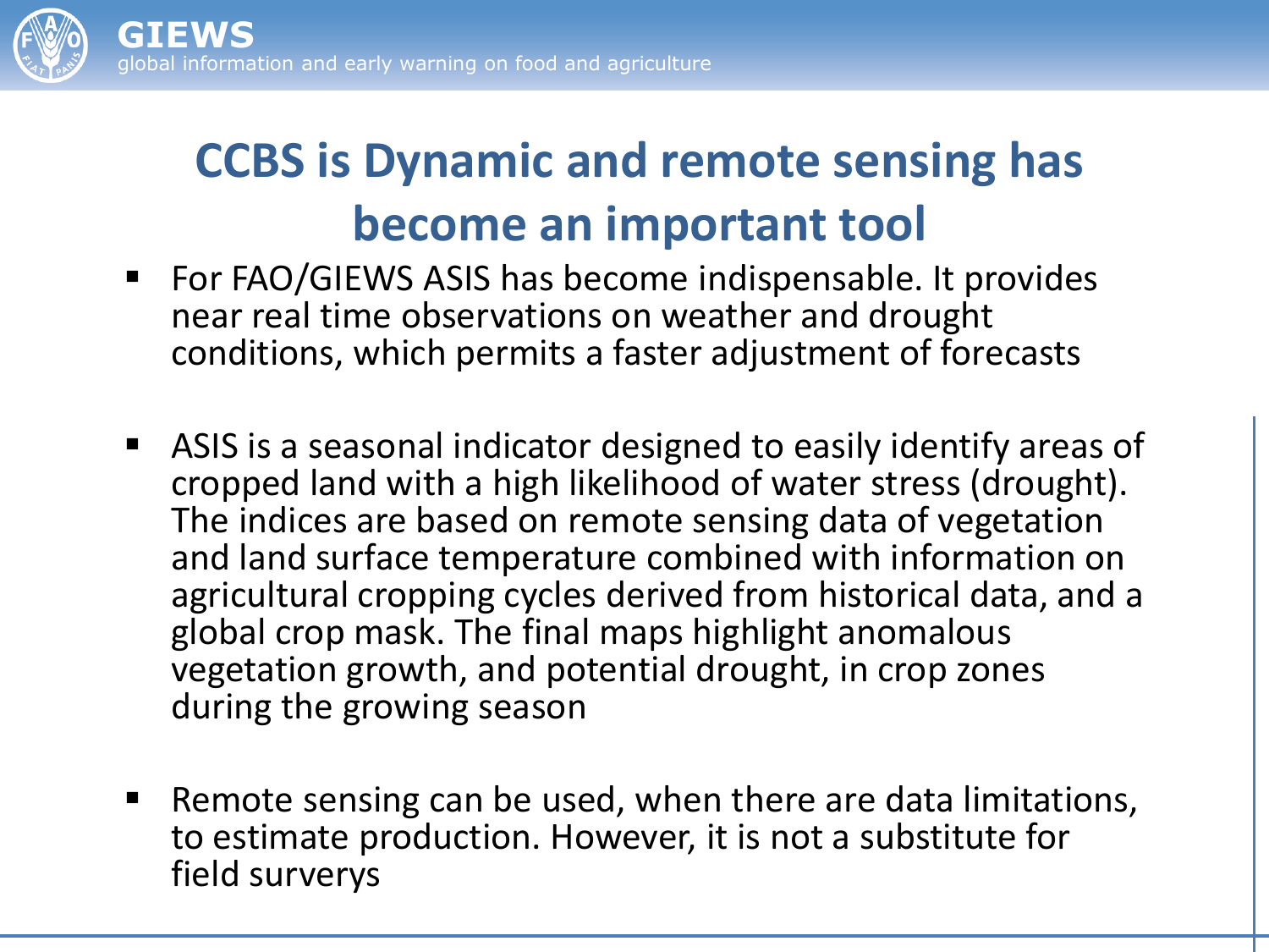# CCBS is Dynamic and remote sensing has become an important tool

- For FAO/GIEWS ASIS has become indispensable. It provides near real time observations on weather and drought conditions, which permits a faster adjustment of forecasts

- ASIS is a seasonal indicator designed to easily identify areas of cropped land with a high likelihood of water stress (drought). The indices are based on remote sensing data of vegetation and land surface temperature combined with information on agricultural cropping cycles derived from historical data, and a global crop mask. The final maps highlight anomalous vegetation growth, and potential drought, in crop zones during the growing season

- Remote sensing can be used, when there are data limitations, to estimate production. However, it is not a substitute for field surverys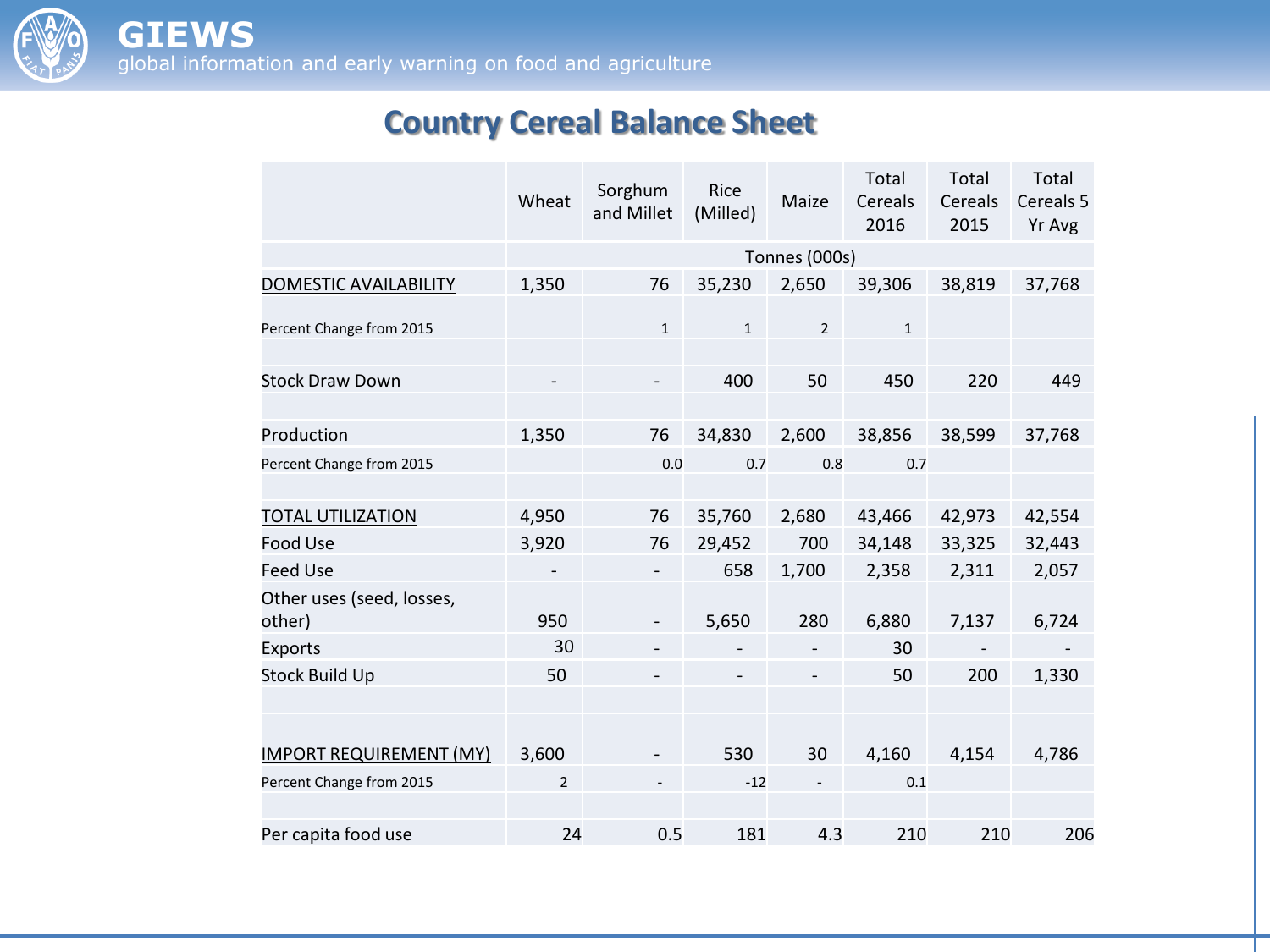# Country Cereal Balance Sheet

| | Wheat | Sorghum and Millet | Rice (Milled) | Maize | Total Cereals 2016 | Total Cereals 2015 | Total Cereals 5 Yr Avg |
|---|---|---|---|---|---|---|---|
| | Tonnes (000s) | | | | | | |
| DOMESTIC AVAILABILITY | 1,350 | 76 | 35,230 | 2,650 | 39,306 | 38,819 | 37,768 |
| Percent Change from 2015 | | 1 | 1 | 2 | 1 | | |
| | | | | | | | |
| Stock Draw Down | - | - | 400 | 50 | 450 | 220 | 449 |
| | | | | | | | |
| Production | 1,350 | 76 | 34,830 | 2,600 | 38,856 | 38,599 | 37,768 |
| Percent Change from 2015 | | 0.0 | 0.7 | 0.8 | 0.7 | | |
| | | | | | | | |
| TOTAL UTILIZATION | 4,950 | 76 | 35,760 | 2,680 | 43,466 | 42,973 | 42,554 |
| Food Use | 3,920 | 76 | 29,452 | 700 | 34,148 | 33,325 | 32,443 |
| Feed Use | - | - | 658 | 1,700 | 2,358 | 2,311 | 2,057 |
| Other uses (seed, losses, other) | 950 | - | 5,650 | 280 | 6,880 | 7,137 | 6,724 |
| Exports | 30 | - | - | - | 30 | - | - |
| Stock Build Up | 50 | - | - | - | 50 | 200 | 1,330 |
| | | | | | | | |
| IMPORT REQUIREMENT (MY) | 3,600 | - | 530 | 30 | 4,160 | 4,154 | 4,786 |
| Percent Change from 2015 | 2 | - | -12 | - | 0.1 | | |
| | | | | | | | |
| Per capita food use | 24 | 0.5 | 181 | 4.3 | 210 | 210 | 206 |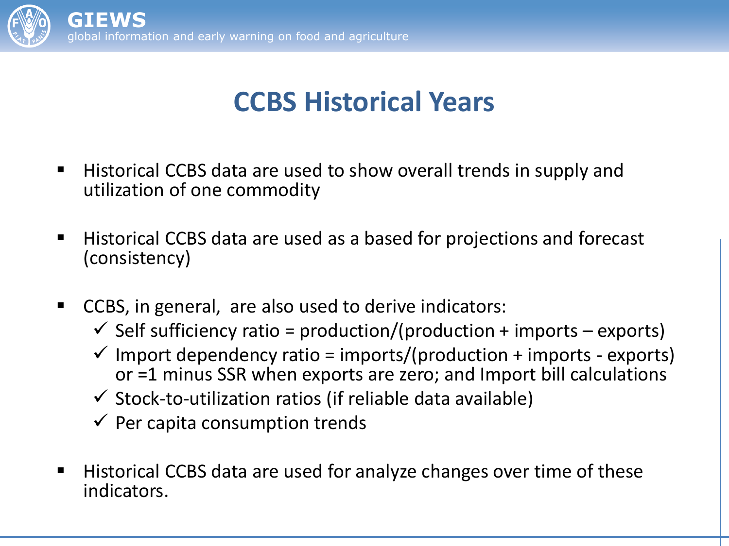# CCBS Historical Years

- Historical CCBS data are used to show overall trends in supply and utilization of one commodity
- Historical CCBS data are used as a based for projections and forecast (consistency)
- CCBS, in general, are also used to derive indicators:
  - ✓ Self sufficiency ratio = production/(production + imports – exports)
  - ✓ Import dependency ratio = imports/(production + imports - exports) or =1 minus SSR when exports are zero; and Import bill calculations
  - ✓ Stock-to-utilization ratios (if reliable data available)
  - ✓ Per capita consumption trends
- Historical CCBS data are used for analyze changes over time of these indicators.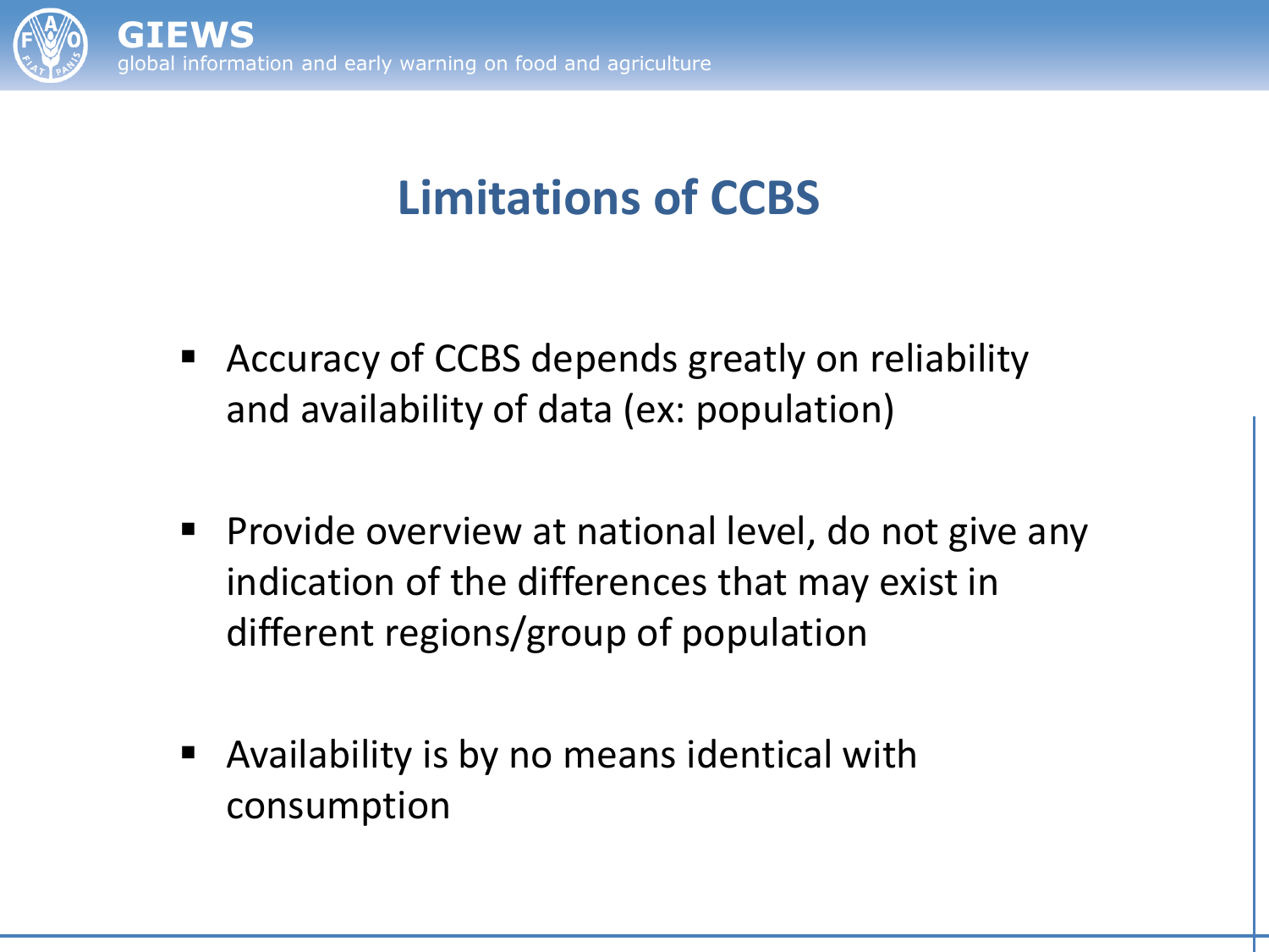# Limitations of CCBS

- Accuracy of CCBS depends greatly on reliability and availability of data (ex: population)
- Provide overview at national level, do not give any indication of the differences that may exist in different regions/group of population
- Availability is by no means identical with consumption